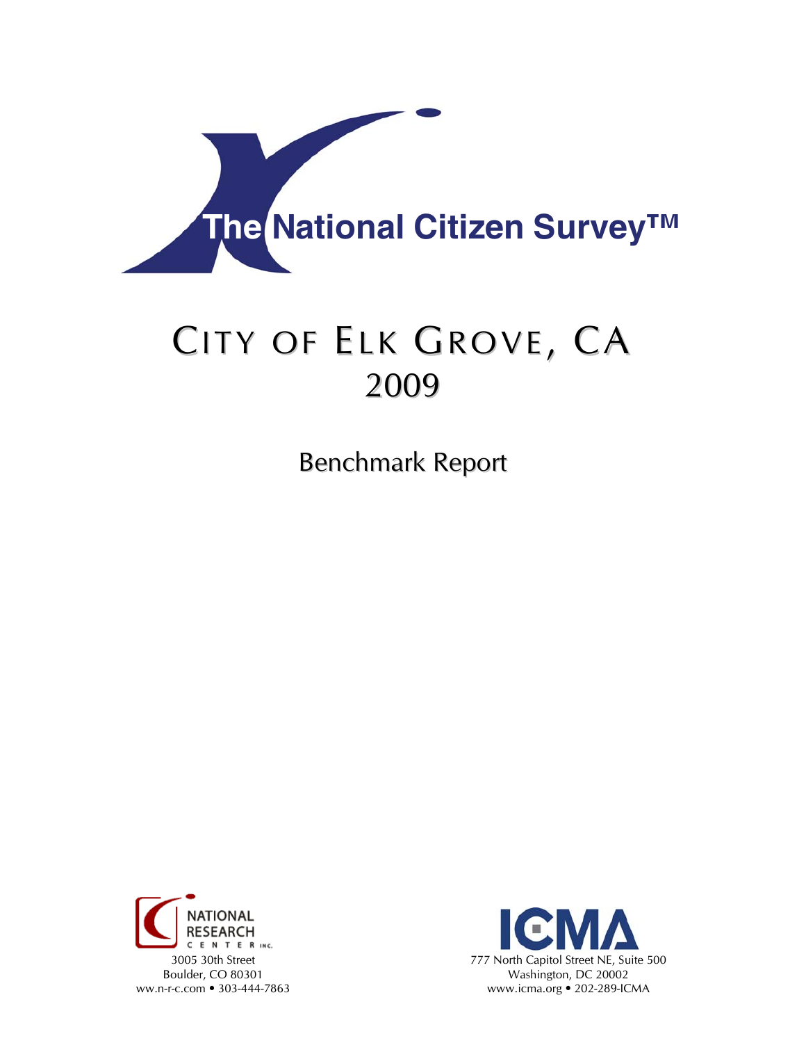# The National Citizen Survey™

# CITY OF ELK GROVE, CA
# 2009

## Benchmark Report

NATIONAL RESEARCH CENTER INC.
3005 30th Street
Boulder, CO 80301
ww.n-r-c.com • 303-444-7863

ICMA
777 North Capitol Street NE, Suite 500
Washington, DC 20002
www.icma.org • 202-289-ICMA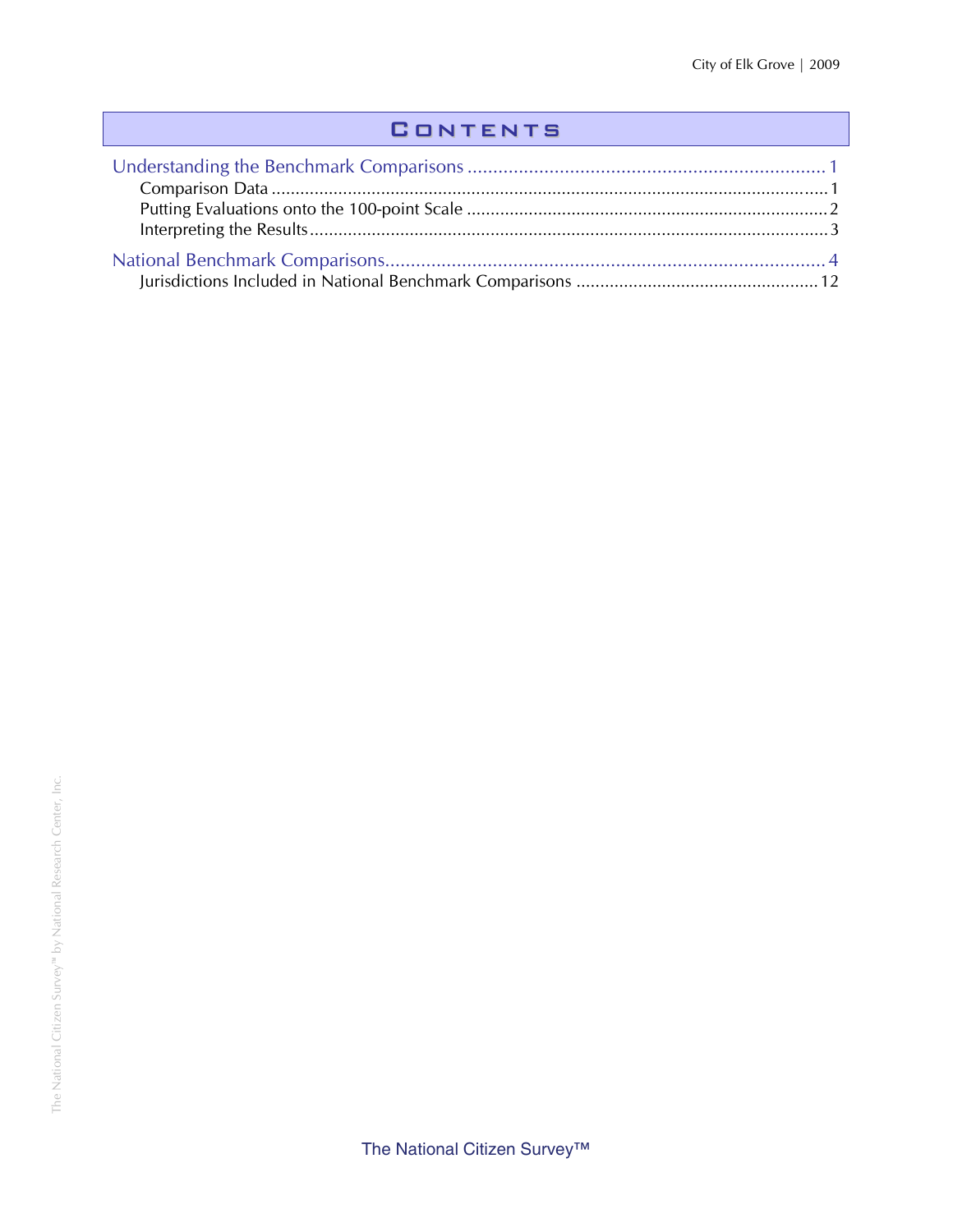# Contents

Understanding the Benchmark Comparisons ..................................................................... 1

- Comparison Data ..................................................................................................................... 1
- Putting Evaluations onto the 100-point Scale ............................................................................ 2
- Interpreting the Results ............................................................................................................ 3

National Benchmark Comparisons..................................................................................... 4

- Jurisdictions Included in National Benchmark Comparisons .................................................. 12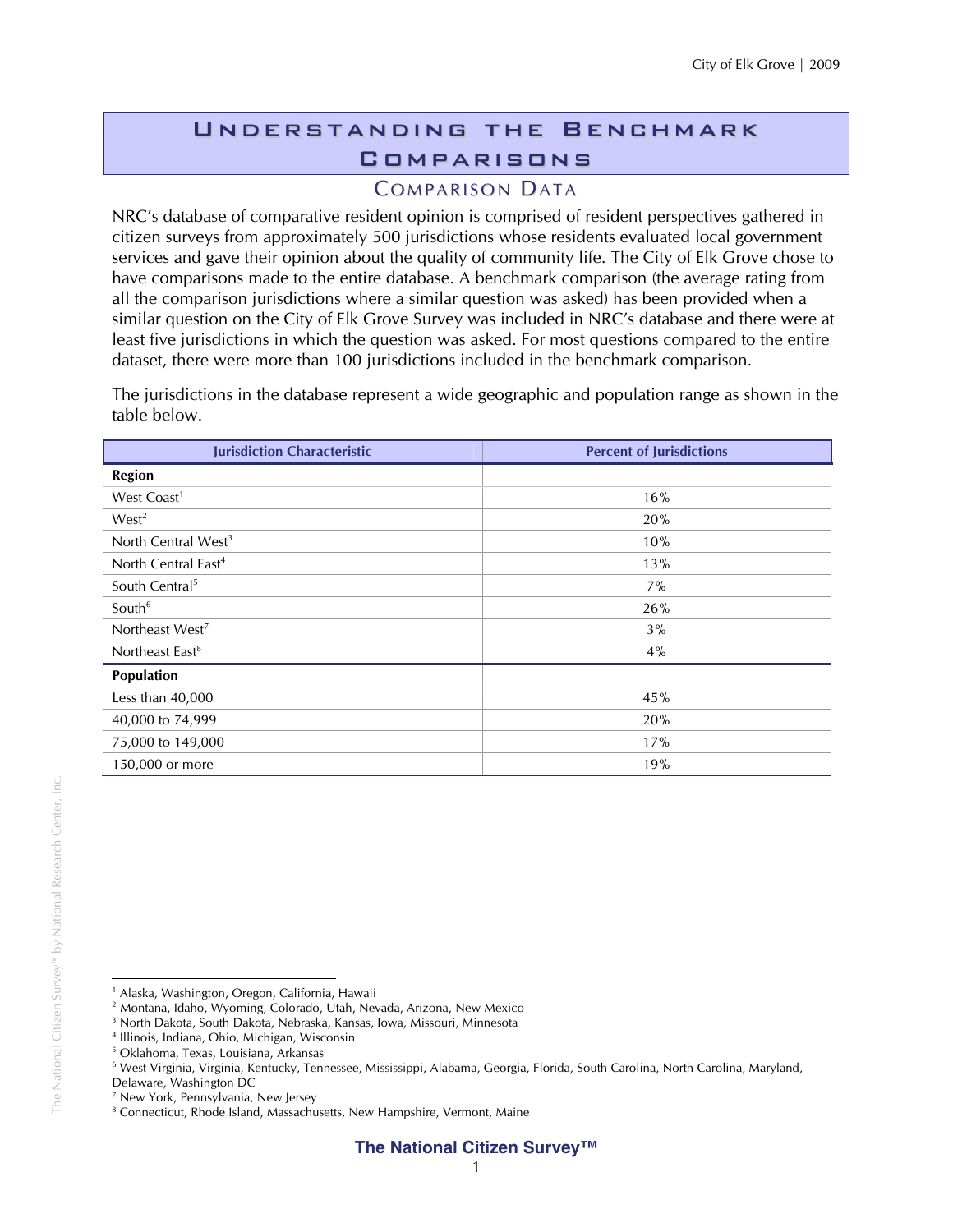# Understanding the Benchmark Comparisons

## Comparison Data

NRC's database of comparative resident opinion is comprised of resident perspectives gathered in citizen surveys from approximately 500 jurisdictions whose residents evaluated local government services and gave their opinion about the quality of community life. The City of Elk Grove chose to have comparisons made to the entire database. A benchmark comparison (the average rating from all the comparison jurisdictions where a similar question was asked) has been provided when a similar question on the City of Elk Grove Survey was included in NRC's database and there were at least five jurisdictions in which the question was asked. For most questions compared to the entire dataset, there were more than 100 jurisdictions included in the benchmark comparison.

The jurisdictions in the database represent a wide geographic and population range as shown in the table below.

| Jurisdiction Characteristic | Percent of Jurisdictions |
|---|---|
| **Region** | |
| West Coast[1] | 16% |
| West[2] | 20% |
| North Central West[3] | 10% |
| North Central East[4] | 13% |
| South Central[5] | 7% |
| South[6] | 26% |
| Northeast West[7] | 3% |
| Northeast East[8] | 4% |
| **Population** | |
| Less than 40,000 | 45% |
| 40,000 to 74,999 | 20% |
| 75,000 to 149,000 | 17% |
| 150,000 or more | 19% |

[1] Alaska, Washington, Oregon, California, Hawaii
[2] Montana, Idaho, Wyoming, Colorado, Utah, Nevada, Arizona, New Mexico
[3] North Dakota, South Dakota, Nebraska, Kansas, Iowa, Missouri, Minnesota
[4] Illinois, Indiana, Ohio, Michigan, Wisconsin
[5] Oklahoma, Texas, Louisiana, Arkansas
[6] West Virginia, Virginia, Kentucky, Tennessee, Mississippi, Alabama, Georgia, Florida, South Carolina, North Carolina, Maryland, Delaware, Washington DC
[7] New York, Pennsylvania, New Jersey
[8] Connecticut, Rhode Island, Massachusetts, New Hampshire, Vermont, Maine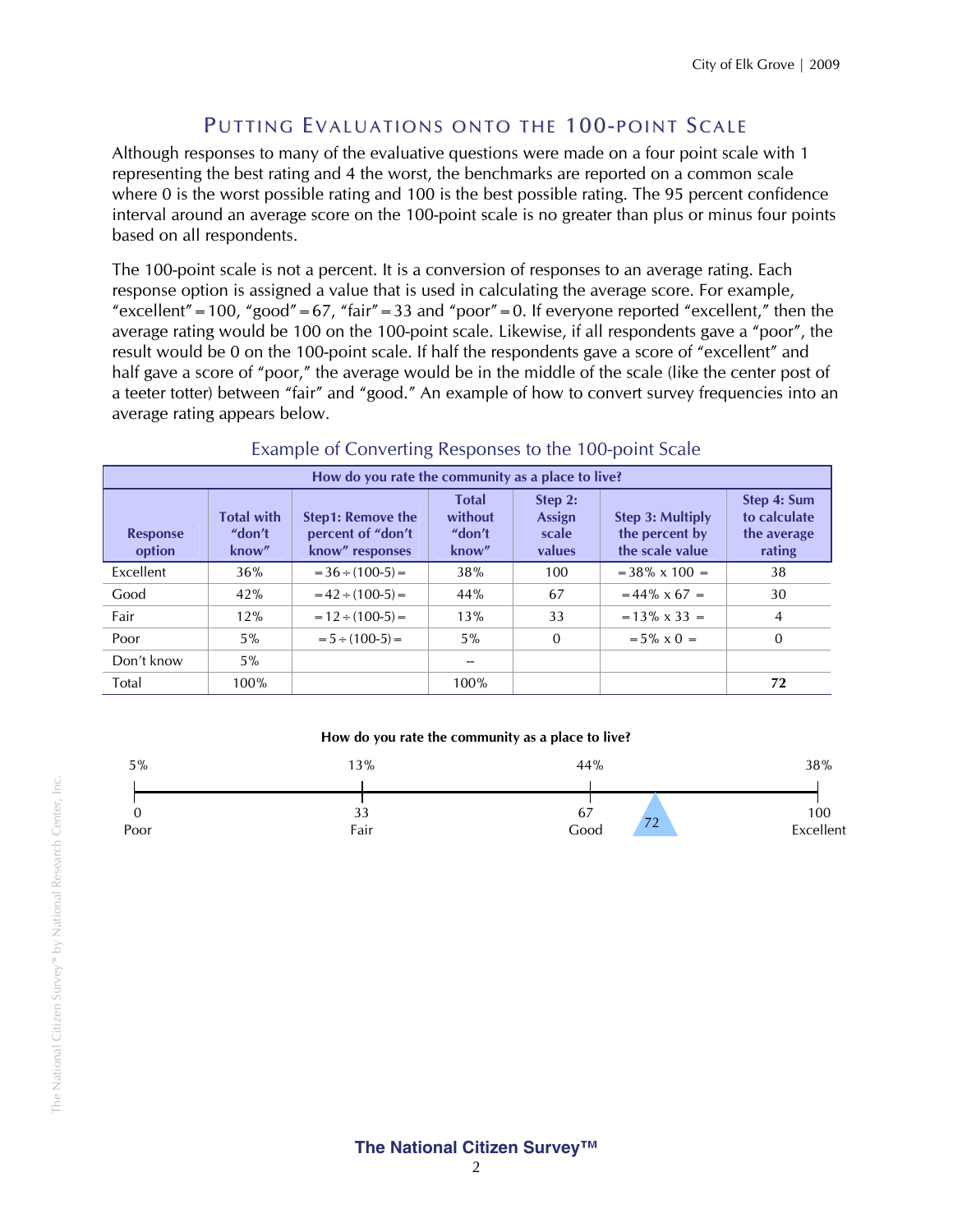## Putting Evaluations onto the 100-point Scale

Although responses to many of the evaluative questions were made on a four point scale with 1 representing the best rating and 4 the worst, the benchmarks are reported on a common scale where 0 is the worst possible rating and 100 is the best possible rating. The 95 percent confidence interval around an average score on the 100-point scale is no greater than plus or minus four points based on all respondents.

The 100-point scale is not a percent. It is a conversion of responses to an average rating. Each response option is assigned a value that is used in calculating the average score. For example, "excellent" = 100, "good" = 67, "fair" = 33 and "poor" = 0. If everyone reported "excellent," then the average rating would be 100 on the 100-point scale. Likewise, if all respondents gave a "poor", the result would be 0 on the 100-point scale. If half the respondents gave a score of "excellent" and half gave a score of "poor," the average would be in the middle of the scale (like the center post of a teeter totter) between "fair" and "good." An example of how to convert survey frequencies into an average rating appears below.

### Example of Converting Responses to the 100-point Scale

| How do you rate the community as a place to live? | | | | | | |
|---|---|---|---|---|---|---|
| **Response option** | **Total with "don't know"** | **Step1: Remove the percent of "don't know" responses** | **Total without "don't know"** | **Step 2: Assign scale values** | **Step 3: Multiply the percent by the scale value** | **Step 4: Sum to calculate the average rating** |
| Excellent | 36% | = 36 ÷ (100-5) = | 38% | 100 | = 38% x 100 = | 38 |
| Good | 42% | = 42 ÷ (100-5) = | 44% | 67 | = 44% x 67 = | 30 |
| Fair | 12% | = 12 ÷ (100-5) = | 13% | 33 | = 13% x 33 = | 4 |
| Poor | 5% | = 5 ÷ (100-5) = | 5% | 0 | = 5% x 0 = | 0 |
| Don't know | 5% | | -- | | | |
| Total | 100% | | 100% | | | **72** |

**How do you rate the community as a place to live?**

| 5% | 13% | 44% | | 38% |
|---|---|---|---|---|
| 0 Poor | 33 Fair | 67 Good | 72 | 100 Excellent |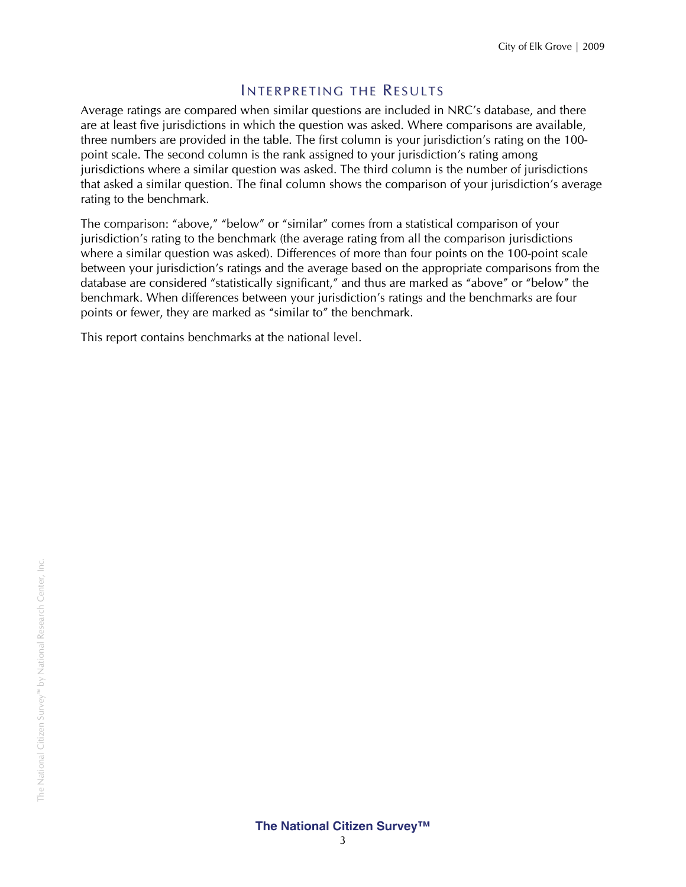## Interpreting the Results

Average ratings are compared when similar questions are included in NRC's database, and there are at least five jurisdictions in which the question was asked. Where comparisons are available, three numbers are provided in the table. The first column is your jurisdiction's rating on the 100-point scale. The second column is the rank assigned to your jurisdiction's rating among jurisdictions where a similar question was asked. The third column is the number of jurisdictions that asked a similar question. The final column shows the comparison of your jurisdiction's average rating to the benchmark.

The comparison: "above," "below" or "similar" comes from a statistical comparison of your jurisdiction's rating to the benchmark (the average rating from all the comparison jurisdictions where a similar question was asked). Differences of more than four points on the 100-point scale between your jurisdiction's ratings and the average based on the appropriate comparisons from the database are considered "statistically significant," and thus are marked as "above" or "below" the benchmark. When differences between your jurisdiction's ratings and the benchmarks are four points or fewer, they are marked as "similar to" the benchmark.

This report contains benchmarks at the national level.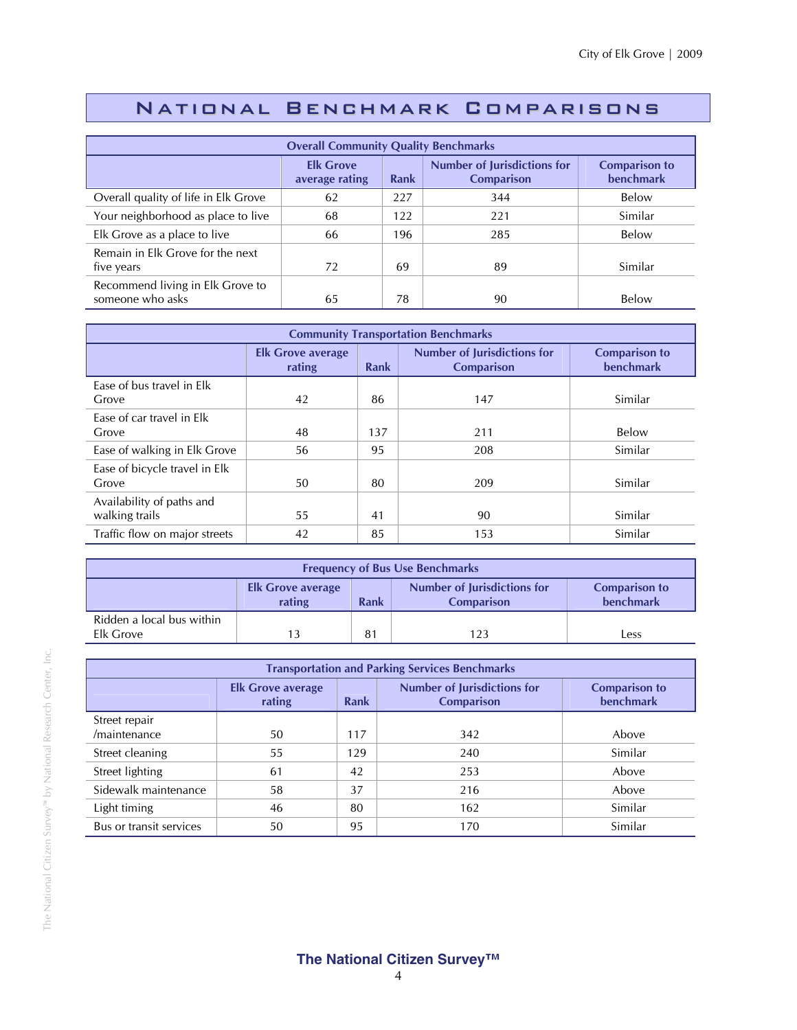# National Benchmark Comparisons

| Overall Community Quality Benchmarks | | | | |
|---|---|---|---|---|
| | Elk Grove average rating | Rank | Number of Jurisdictions for Comparison | Comparison to benchmark |
| Overall quality of life in Elk Grove | 62 | 227 | 344 | Below |
| Your neighborhood as place to live | 68 | 122 | 221 | Similar |
| Elk Grove as a place to live | 66 | 196 | 285 | Below |
| Remain in Elk Grove for the next five years | 72 | 69 | 89 | Similar |
| Recommend living in Elk Grove to someone who asks | 65 | 78 | 90 | Below |

| Community Transportation Benchmarks | | | | |
|---|---|---|---|---|
| | Elk Grove average rating | Rank | Number of Jurisdictions for Comparison | Comparison to benchmark |
| Ease of bus travel in Elk Grove | 42 | 86 | 147 | Similar |
| Ease of car travel in Elk Grove | 48 | 137 | 211 | Below |
| Ease of walking in Elk Grove | 56 | 95 | 208 | Similar |
| Ease of bicycle travel in Elk Grove | 50 | 80 | 209 | Similar |
| Availability of paths and walking trails | 55 | 41 | 90 | Similar |
| Traffic flow on major streets | 42 | 85 | 153 | Similar |

| Frequency of Bus Use Benchmarks | | | | |
|---|---|---|---|---|
| | Elk Grove average rating | Rank | Number of Jurisdictions for Comparison | Comparison to benchmark |
| Ridden a local bus within Elk Grove | 13 | 81 | 123 | Less |

| Transportation and Parking Services Benchmarks | | | | |
|---|---|---|---|---|
| | Elk Grove average rating | Rank | Number of Jurisdictions for Comparison | Comparison to benchmark |
| Street repair /maintenance | 50 | 117 | 342 | Above |
| Street cleaning | 55 | 129 | 240 | Similar |
| Street lighting | 61 | 42 | 253 | Above |
| Sidewalk maintenance | 58 | 37 | 216 | Above |
| Light timing | 46 | 80 | 162 | Similar |
| Bus or transit services | 50 | 95 | 170 | Similar |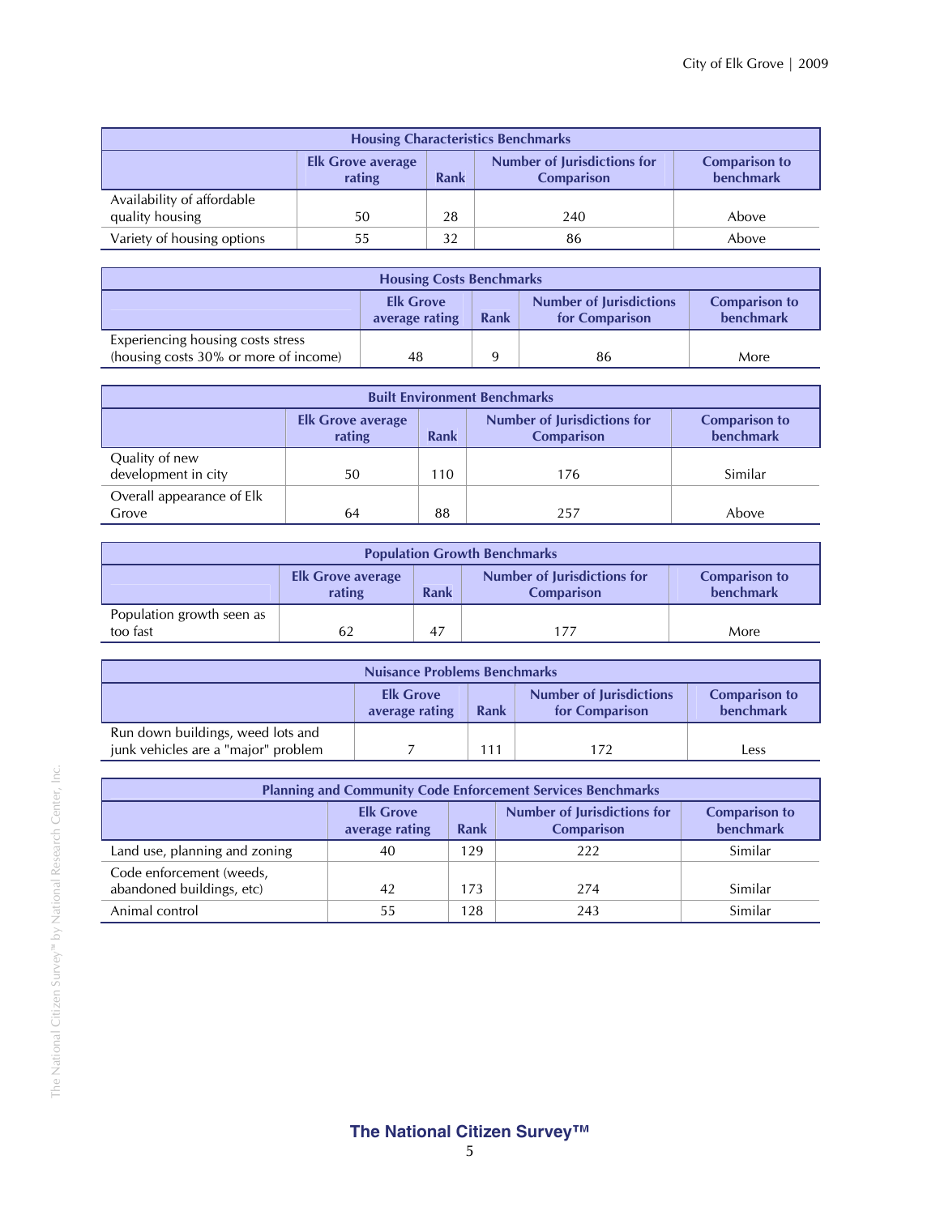| Housing Characteristics Benchmarks | | | | |
|---|---|---|---|---|
| | Elk Grove average rating | Rank | Number of Jurisdictions for Comparison | Comparison to benchmark |
| Availability of affordable quality housing | 50 | 28 | 240 | Above |
| Variety of housing options | 55 | 32 | 86 | Above |

| Housing Costs Benchmarks | | | | |
|---|---|---|---|---|
| | Elk Grove average rating | Rank | Number of Jurisdictions for Comparison | Comparison to benchmark |
| Experiencing housing costs stress (housing costs 30% or more of income) | 48 | 9 | 86 | More |

| Built Environment Benchmarks | | | | |
|---|---|---|---|---|
| | Elk Grove average rating | Rank | Number of Jurisdictions for Comparison | Comparison to benchmark |
| Quality of new development in city | 50 | 110 | 176 | Similar |
| Overall appearance of Elk Grove | 64 | 88 | 257 | Above |

| Population Growth Benchmarks | | | | |
|---|---|---|---|---|
| | Elk Grove average rating | Rank | Number of Jurisdictions for Comparison | Comparison to benchmark |
| Population growth seen as too fast | 62 | 47 | 177 | More |

| Nuisance Problems Benchmarks | | | | |
|---|---|---|---|---|
| | Elk Grove average rating | Rank | Number of Jurisdictions for Comparison | Comparison to benchmark |
| Run down buildings, weed lots and junk vehicles are a "major" problem | 7 | 111 | 172 | Less |

| Planning and Community Code Enforcement Services Benchmarks | | | | |
|---|---|---|---|---|
| | Elk Grove average rating | Rank | Number of Jurisdictions for Comparison | Comparison to benchmark |
| Land use, planning and zoning | 40 | 129 | 222 | Similar |
| Code enforcement (weeds, abandoned buildings, etc) | 42 | 173 | 274 | Similar |
| Animal control | 55 | 128 | 243 | Similar |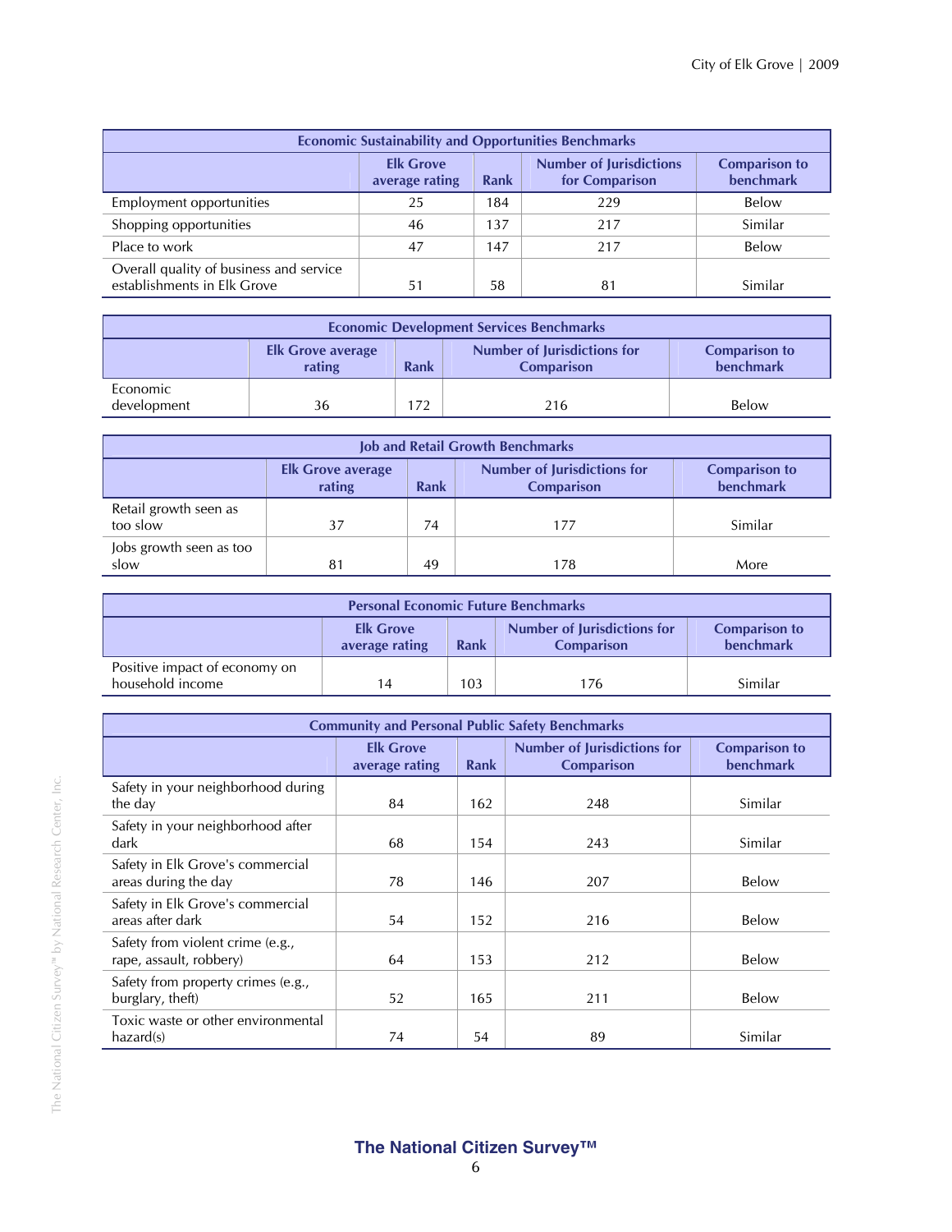| Economic Sustainability and Opportunities Benchmarks | | | | |
|---|---|---|---|---|
| | Elk Grove average rating | Rank | Number of Jurisdictions for Comparison | Comparison to benchmark |
| Employment opportunities | 25 | 184 | 229 | Below |
| Shopping opportunities | 46 | 137 | 217 | Similar |
| Place to work | 47 | 147 | 217 | Below |
| Overall quality of business and service establishments in Elk Grove | 51 | 58 | 81 | Similar |

| Economic Development Services Benchmarks | | | | |
|---|---|---|---|---|
| | Elk Grove average rating | Rank | Number of Jurisdictions for Comparison | Comparison to benchmark |
| Economic development | 36 | 172 | 216 | Below |

| Job and Retail Growth Benchmarks | | | | |
|---|---|---|---|---|
| | Elk Grove average rating | Rank | Number of Jurisdictions for Comparison | Comparison to benchmark |
| Retail growth seen as too slow | 37 | 74 | 177 | Similar |
| Jobs growth seen as too slow | 81 | 49 | 178 | More |

| Personal Economic Future Benchmarks | | | | |
|---|---|---|---|---|
| | Elk Grove average rating | Rank | Number of Jurisdictions for Comparison | Comparison to benchmark |
| Positive impact of economy on household income | 14 | 103 | 176 | Similar |

| Community and Personal Public Safety Benchmarks | | | | |
|---|---|---|---|---|
| | Elk Grove average rating | Rank | Number of Jurisdictions for Comparison | Comparison to benchmark |
| Safety in your neighborhood during the day | 84 | 162 | 248 | Similar |
| Safety in your neighborhood after dark | 68 | 154 | 243 | Similar |
| Safety in Elk Grove's commercial areas during the day | 78 | 146 | 207 | Below |
| Safety in Elk Grove's commercial areas after dark | 54 | 152 | 216 | Below |
| Safety from violent crime (e.g., rape, assault, robbery) | 64 | 153 | 212 | Below |
| Safety from property crimes (e.g., burglary, theft) | 52 | 165 | 211 | Below |
| Toxic waste or other environmental hazard(s) | 74 | 54 | 89 | Similar |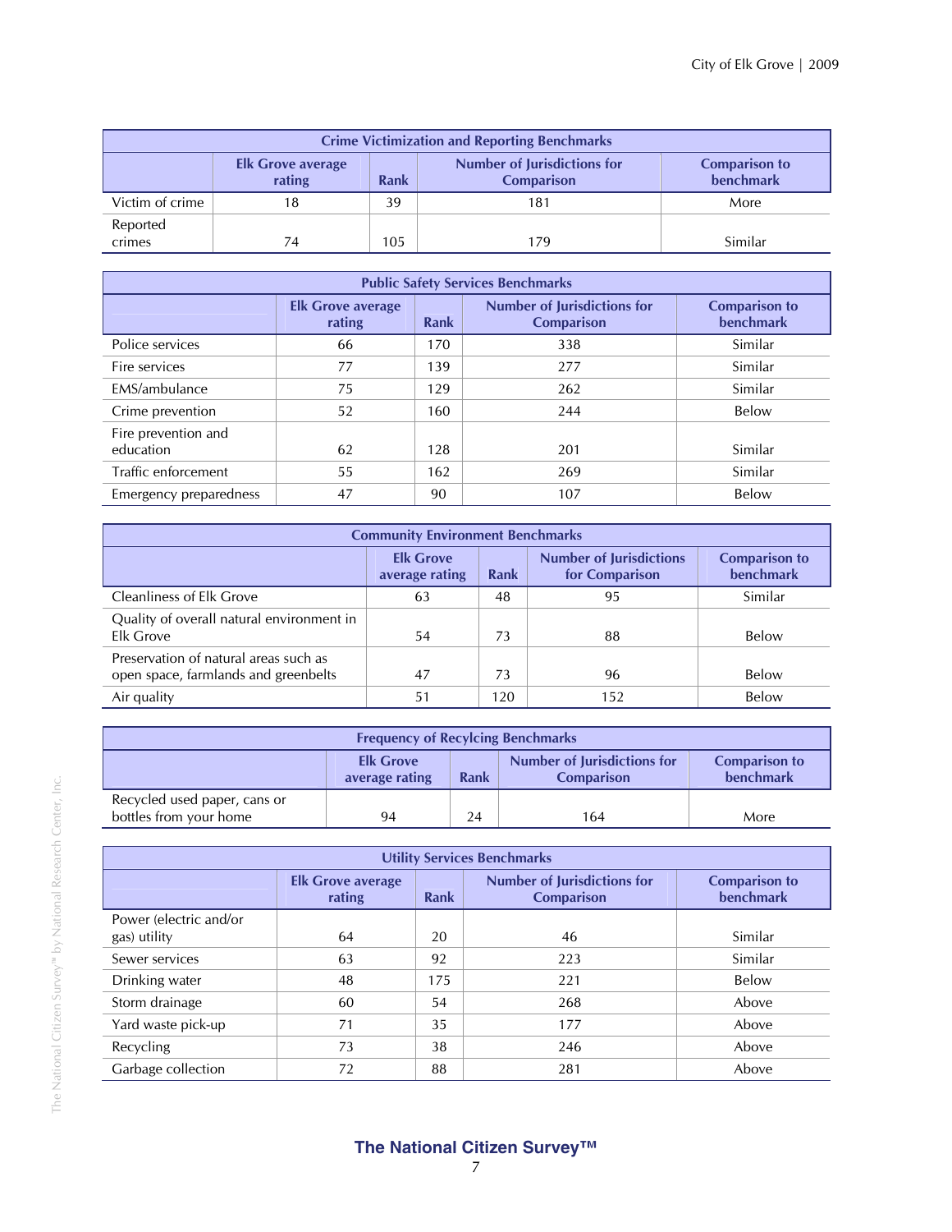| Crime Victimization and Reporting Benchmarks | | | | |
|---|---|---|---|---|
| | Elk Grove average rating | Rank | Number of Jurisdictions for Comparison | Comparison to benchmark |
| Victim of crime | 18 | 39 | 181 | More |
| Reported crimes | 74 | 105 | 179 | Similar |

| Public Safety Services Benchmarks | | | | |
|---|---|---|---|---|
| | Elk Grove average rating | Rank | Number of Jurisdictions for Comparison | Comparison to benchmark |
| Police services | 66 | 170 | 338 | Similar |
| Fire services | 77 | 139 | 277 | Similar |
| EMS/ambulance | 75 | 129 | 262 | Similar |
| Crime prevention | 52 | 160 | 244 | Below |
| Fire prevention and education | 62 | 128 | 201 | Similar |
| Traffic enforcement | 55 | 162 | 269 | Similar |
| Emergency preparedness | 47 | 90 | 107 | Below |

| Community Environment Benchmarks | | | | |
|---|---|---|---|---|
| | Elk Grove average rating | Rank | Number of Jurisdictions for Comparison | Comparison to benchmark |
| Cleanliness of Elk Grove | 63 | 48 | 95 | Similar |
| Quality of overall natural environment in Elk Grove | 54 | 73 | 88 | Below |
| Preservation of natural areas such as open space, farmlands and greenbelts | 47 | 73 | 96 | Below |
| Air quality | 51 | 120 | 152 | Below |

| Frequency of Recylcing Benchmarks | | | | |
|---|---|---|---|---|
| | Elk Grove average rating | Rank | Number of Jurisdictions for Comparison | Comparison to benchmark |
| Recycled used paper, cans or bottles from your home | 94 | 24 | 164 | More |

| Utility Services Benchmarks | | | | |
|---|---|---|---|---|
| | Elk Grove average rating | Rank | Number of Jurisdictions for Comparison | Comparison to benchmark |
| Power (electric and/or gas) utility | 64 | 20 | 46 | Similar |
| Sewer services | 63 | 92 | 223 | Similar |
| Drinking water | 48 | 175 | 221 | Below |
| Storm drainage | 60 | 54 | 268 | Above |
| Yard waste pick-up | 71 | 35 | 177 | Above |
| Recycling | 73 | 38 | 246 | Above |
| Garbage collection | 72 | 88 | 281 | Above |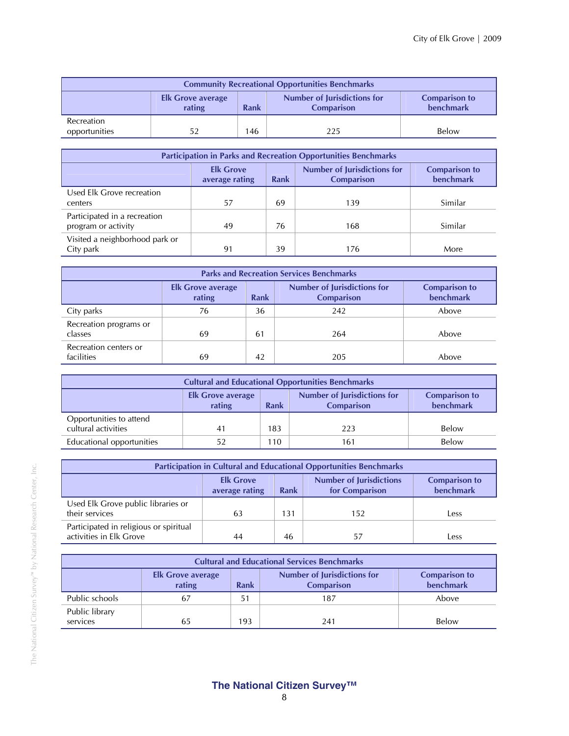| Community Recreational Opportunities Benchmarks | | | | |
|---|---|---|---|---|
| | Elk Grove average rating | Rank | Number of Jurisdictions for Comparison | Comparison to benchmark |
| Recreation opportunities | 52 | 146 | 225 | Below |

| Participation in Parks and Recreation Opportunities Benchmarks | | | | |
|---|---|---|---|---|
| | Elk Grove average rating | Rank | Number of Jurisdictions for Comparison | Comparison to benchmark |
| Used Elk Grove recreation centers | 57 | 69 | 139 | Similar |
| Participated in a recreation program or activity | 49 | 76 | 168 | Similar |
| Visited a neighborhood park or City park | 91 | 39 | 176 | More |

| Parks and Recreation Services Benchmarks | | | | |
|---|---|---|---|---|
| | Elk Grove average rating | Rank | Number of Jurisdictions for Comparison | Comparison to benchmark |
| City parks | 76 | 36 | 242 | Above |
| Recreation programs or classes | 69 | 61 | 264 | Above |
| Recreation centers or facilities | 69 | 42 | 205 | Above |

| Cultural and Educational Opportunities Benchmarks | | | | |
|---|---|---|---|---|
| | Elk Grove average rating | Rank | Number of Jurisdictions for Comparison | Comparison to benchmark |
| Opportunities to attend cultural activities | 41 | 183 | 223 | Below |
| Educational opportunities | 52 | 110 | 161 | Below |

| Participation in Cultural and Educational Opportunities Benchmarks | | | | |
|---|---|---|---|---|
| | Elk Grove average rating | Rank | Number of Jurisdictions for Comparison | Comparison to benchmark |
| Used Elk Grove public libraries or their services | 63 | 131 | 152 | Less |
| Participated in religious or spiritual activities in Elk Grove | 44 | 46 | 57 | Less |

| Cultural and Educational Services Benchmarks | | | | |
|---|---|---|---|---|
| | Elk Grove average rating | Rank | Number of Jurisdictions for Comparison | Comparison to benchmark |
| Public schools | 67 | 51 | 187 | Above |
| Public library services | 65 | 193 | 241 | Below |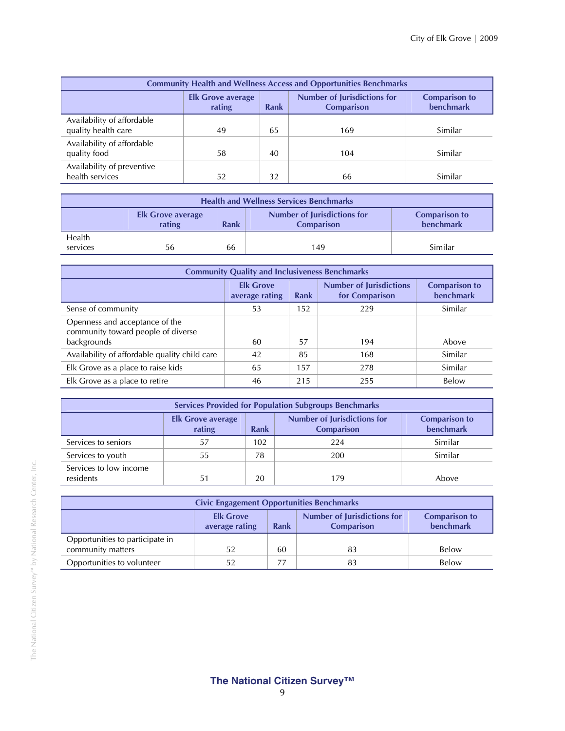| Community Health and Wellness Access and Opportunities Benchmarks | | | | |
|---|---|---|---|---|
| | Elk Grove average rating | Rank | Number of Jurisdictions for Comparison | Comparison to benchmark |
| Availability of affordable quality health care | 49 | 65 | 169 | Similar |
| Availability of affordable quality food | 58 | 40 | 104 | Similar |
| Availability of preventive health services | 52 | 32 | 66 | Similar |

| Health and Wellness Services Benchmarks | | | | |
|---|---|---|---|---|
| | Elk Grove average rating | Rank | Number of Jurisdictions for Comparison | Comparison to benchmark |
| Health services | 56 | 66 | 149 | Similar |

| Community Quality and Inclusiveness Benchmarks | | | | |
|---|---|---|---|---|
| | Elk Grove average rating | Rank | Number of Jurisdictions for Comparison | Comparison to benchmark |
| Sense of community | 53 | 152 | 229 | Similar |
| Openness and acceptance of the community toward people of diverse backgrounds | 60 | 57 | 194 | Above |
| Availability of affordable quality child care | 42 | 85 | 168 | Similar |
| Elk Grove as a place to raise kids | 65 | 157 | 278 | Similar |
| Elk Grove as a place to retire | 46 | 215 | 255 | Below |

| Services Provided for Population Subgroups Benchmarks | | | | |
|---|---|---|---|---|
| | Elk Grove average rating | Rank | Number of Jurisdictions for Comparison | Comparison to benchmark |
| Services to seniors | 57 | 102 | 224 | Similar |
| Services to youth | 55 | 78 | 200 | Similar |
| Services to low income residents | 51 | 20 | 179 | Above |

| Civic Engagement Opportunities Benchmarks | | | | |
|---|---|---|---|---|
| | Elk Grove average rating | Rank | Number of Jurisdictions for Comparison | Comparison to benchmark |
| Opportunities to participate in community matters | 52 | 60 | 83 | Below |
| Opportunities to volunteer | 52 | 77 | 83 | Below |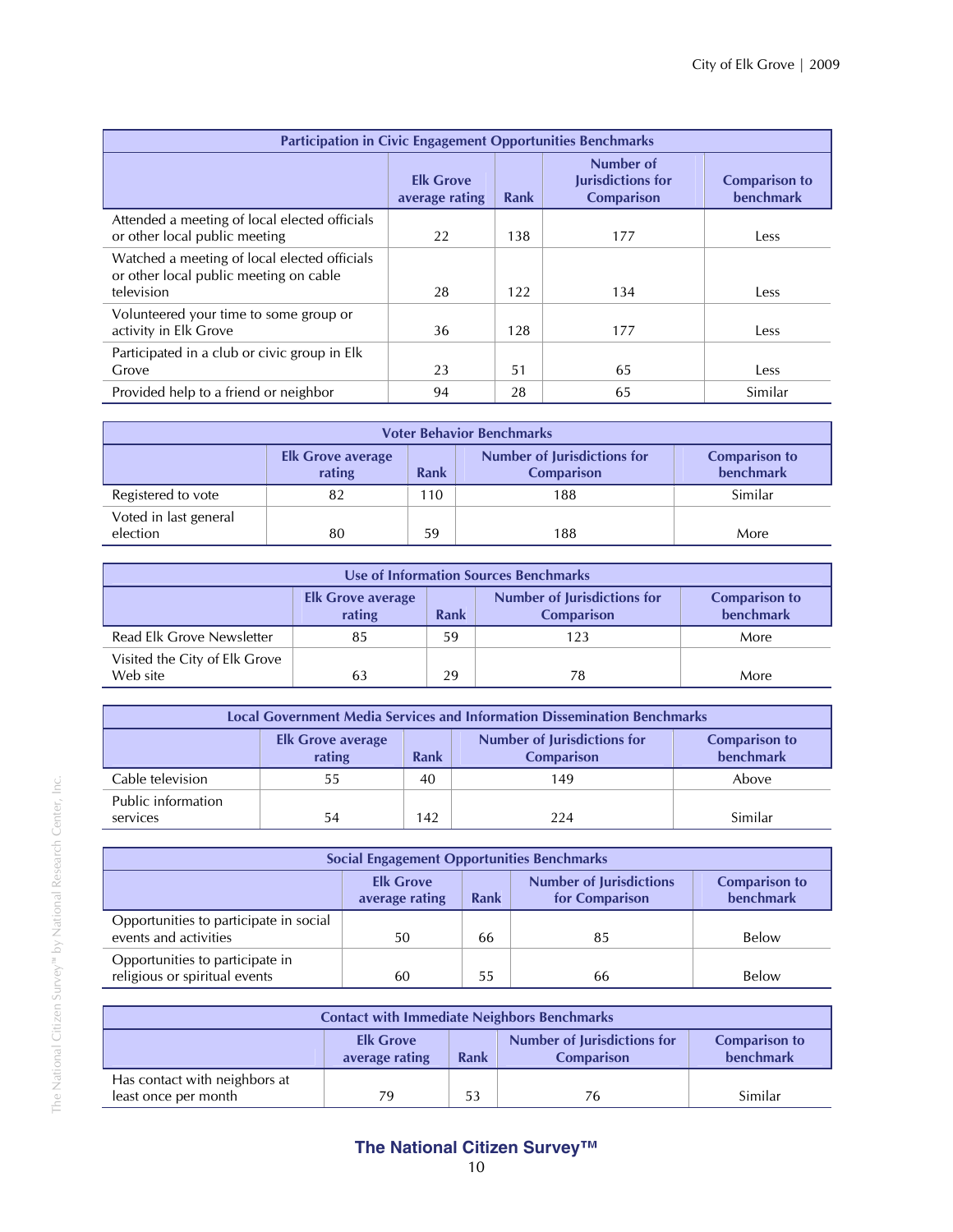| Participation in Civic Engagement Opportunities Benchmarks | | | | |
|---|---|---|---|---|
| | Elk Grove average rating | Rank | Number of Jurisdictions for Comparison | Comparison to benchmark |
| Attended a meeting of local elected officials or other local public meeting | 22 | 138 | 177 | Less |
| Watched a meeting of local elected officials or other local public meeting on cable television | 28 | 122 | 134 | Less |
| Volunteered your time to some group or activity in Elk Grove | 36 | 128 | 177 | Less |
| Participated in a club or civic group in Elk Grove | 23 | 51 | 65 | Less |
| Provided help to a friend or neighbor | 94 | 28 | 65 | Similar |

| Voter Behavior Benchmarks | | | | |
|---|---|---|---|---|
| | Elk Grove average rating | Rank | Number of Jurisdictions for Comparison | Comparison to benchmark |
| Registered to vote | 82 | 110 | 188 | Similar |
| Voted in last general election | 80 | 59 | 188 | More |

| Use of Information Sources Benchmarks | | | | |
|---|---|---|---|---|
| | Elk Grove average rating | Rank | Number of Jurisdictions for Comparison | Comparison to benchmark |
| Read Elk Grove Newsletter | 85 | 59 | 123 | More |
| Visited the City of Elk Grove Web site | 63 | 29 | 78 | More |

| Local Government Media Services and Information Dissemination Benchmarks | | | | |
|---|---|---|---|---|
| | Elk Grove average rating | Rank | Number of Jurisdictions for Comparison | Comparison to benchmark |
| Cable television | 55 | 40 | 149 | Above |
| Public information services | 54 | 142 | 224 | Similar |

| Social Engagement Opportunities Benchmarks | | | | |
|---|---|---|---|---|
| | Elk Grove average rating | Rank | Number of Jurisdictions for Comparison | Comparison to benchmark |
| Opportunities to participate in social events and activities | 50 | 66 | 85 | Below |
| Opportunities to participate in religious or spiritual events | 60 | 55 | 66 | Below |

| Contact with Immediate Neighbors Benchmarks | | | | |
|---|---|---|---|---|
| | Elk Grove average rating | Rank | Number of Jurisdictions for Comparison | Comparison to benchmark |
| Has contact with neighbors at least once per month | 79 | 53 | 76 | Similar |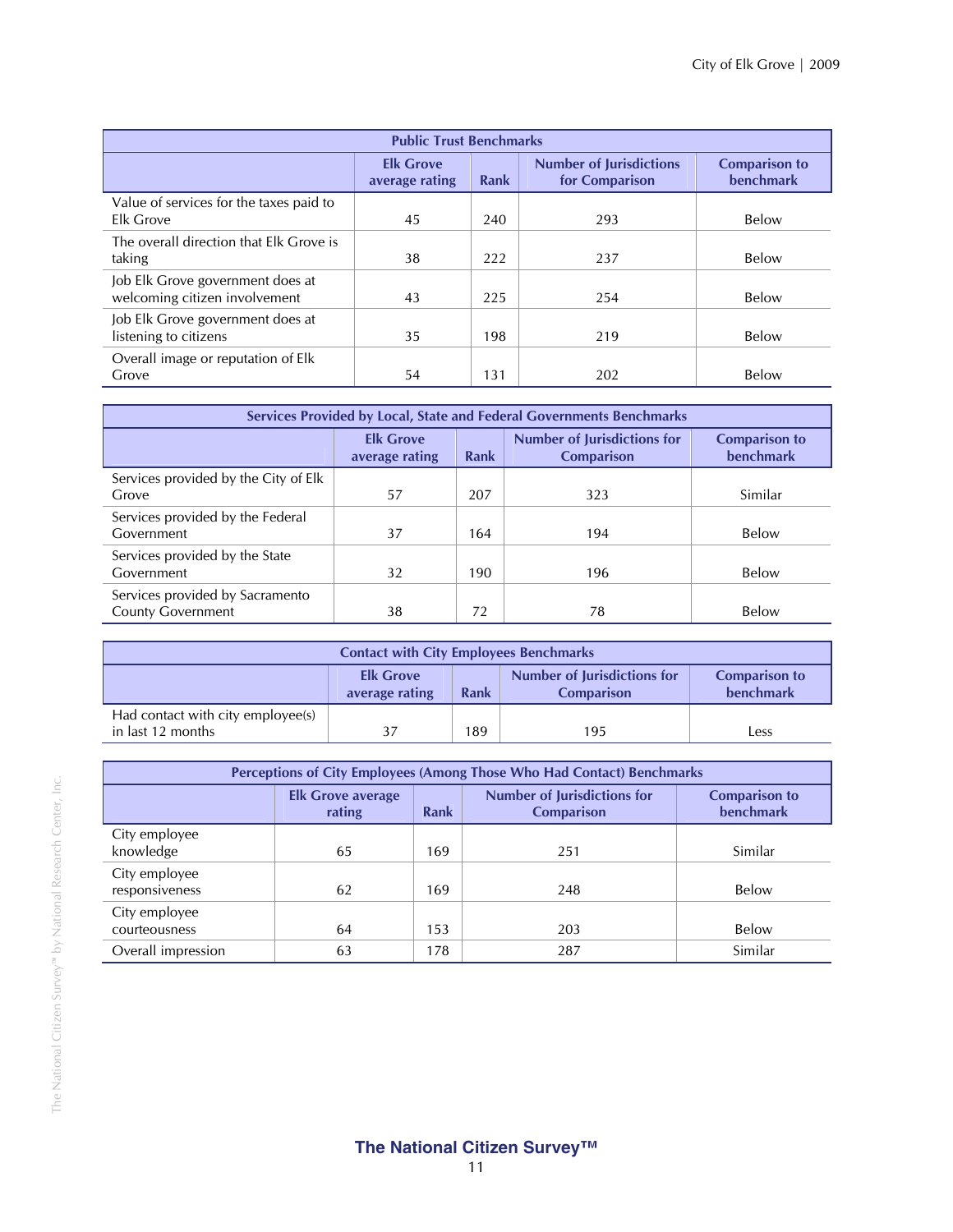| Public Trust Benchmarks | | | | |
|---|---|---|---|---|
| | Elk Grove average rating | Rank | Number of Jurisdictions for Comparison | Comparison to benchmark |
| Value of services for the taxes paid to Elk Grove | 45 | 240 | 293 | Below |
| The overall direction that Elk Grove is taking | 38 | 222 | 237 | Below |
| Job Elk Grove government does at welcoming citizen involvement | 43 | 225 | 254 | Below |
| Job Elk Grove government does at listening to citizens | 35 | 198 | 219 | Below |
| Overall image or reputation of Elk Grove | 54 | 131 | 202 | Below |

| Services Provided by Local, State and Federal Governments Benchmarks | | | | |
|---|---|---|---|---|
| | Elk Grove average rating | Rank | Number of Jurisdictions for Comparison | Comparison to benchmark |
| Services provided by the City of Elk Grove | 57 | 207 | 323 | Similar |
| Services provided by the Federal Government | 37 | 164 | 194 | Below |
| Services provided by the State Government | 32 | 190 | 196 | Below |
| Services provided by Sacramento County Government | 38 | 72 | 78 | Below |

| Contact with City Employees Benchmarks | | | | |
|---|---|---|---|---|
| | Elk Grove average rating | Rank | Number of Jurisdictions for Comparison | Comparison to benchmark |
| Had contact with city employee(s) in last 12 months | 37 | 189 | 195 | Less |

| Perceptions of City Employees (Among Those Who Had Contact) Benchmarks | | | | |
|---|---|---|---|---|
| | Elk Grove average rating | Rank | Number of Jurisdictions for Comparison | Comparison to benchmark |
| City employee knowledge | 65 | 169 | 251 | Similar |
| City employee responsiveness | 62 | 169 | 248 | Below |
| City employee courteousness | 64 | 153 | 203 | Below |
| Overall impression | 63 | 178 | 287 | Similar |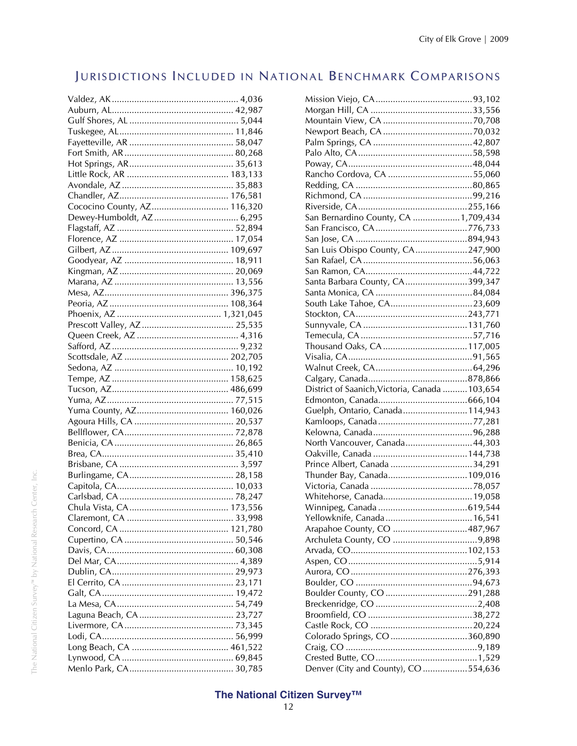## Jurisdictions Included in National Benchmark Comparisons

Valdez, AK .................................................. 4,036
Auburn, AL................................................ 42,987
Gulf Shores, AL ........................................... 5,044
Tuskegee, AL.............................................. 11,846
Fayetteville, AR .......................................... 58,047
Fort Smith, AR ............................................ 80,268
Hot Springs, AR.......................................... 35,613
Little Rock, AR ......................................... 183,133
Avondale, AZ ............................................. 35,883
Chandler, AZ............................................ 176,581
Cococino County, AZ............................... 116,320
Dewey-Humboldt, AZ .................................. 6,295
Flagstaff, AZ ............................................... 52,894
Florence, AZ .............................................. 17,054
Gilbert, AZ ............................................... 109,697
Goodyear, AZ ............................................ 18,911
Kingman, AZ .............................................. 20,069
Marana, AZ ................................................ 13,556
Mesa, AZ.................................................. 396,375
Peoria, AZ ................................................ 108,364
Phoenix, AZ .......................................... 1,321,045
Prescott Valley, AZ ..................................... 25,535
Queen Creek, AZ ......................................... 4,316
Safford, AZ ................................................... 9,232
Scottsdale, AZ .......................................... 202,705
Sedona, AZ ................................................ 10,192
Tempe, AZ ............................................... 158,625
Tucson, AZ............................................... 486,699
Yuma, AZ................................................... 77,515
Yuma County, AZ..................................... 160,026
Agoura Hills, CA ........................................ 20,537
Bellflower, CA............................................ 72,878
Benicia, CA ................................................ 26,865
Brea, CA..................................................... 35,410
Brisbane, CA ................................................ 3,597
Burlingame, CA.......................................... 28,158
Capitola, CA............................................... 10,033
Carlsbad, CA .............................................. 78,247
Chula Vista, CA........................................ 173,556
Claremont, CA ........................................... 33,998
Concord, CA ............................................ 121,780
Cupertino, CA ............................................ 50,546
Davis, CA................................................... 60,308
Del Mar, CA................................................. 4,389
Dublin, CA................................................. 29,973
El Cerrito, CA ............................................. 23,171
Galt, CA..................................................... 19,472
La Mesa, CA............................................... 54,749
Laguna Beach, CA ...................................... 23,727
Livermore, CA ............................................ 73,345
Lodi, CA..................................................... 56,999
Long Beach, CA ....................................... 461,522
Lynwood, CA ............................................. 69,845
Menlo Park, CA.......................................... 30,785
Mission Viejo, CA.......................................93,102
Morgan Hill, CA .........................................33,556
Mountain View, CA ....................................70,708
Newport Beach, CA ....................................70,032
Palm Springs, CA ........................................42,807
Palo Alto, CA ..............................................58,598
Poway, CA..................................................48,044
Rancho Cordova, CA ..................................55,060
Redding, CA ...............................................80,865
Richmond, CA ............................................99,216
Riverside, CA............................................255,166
San Bernardino County, CA ...................1,709,434
San Francisco, CA .....................................776,733
San Jose, CA .............................................894,943
San Luis Obispo County, CA.....................247,900
San Rafael, CA ............................................56,063
San Ramon, CA...........................................44,722
Santa Barbara County, CA.........................399,347
Santa Monica, CA .......................................84,084
South Lake Tahoe, CA.................................23,609
Stockton, CA.............................................243,771
Sunnyvale, CA ..........................................131,760
Temecula, CA .............................................57,716
Thousand Oaks, CA ..................................117,005
Visalia, CA..................................................91,565
Walnut Creek, CA.......................................64,296
Calgary, Canada........................................878,866
District of Saanich,Victoria, Canada ..........103,654
Edmonton, Canada....................................666,104
Guelph, Ontario, Canada..........................114,943
Kamloops, Canada ......................................77,281
Kelowna, Canada ........................................96,288
North Vancouver, Canada...........................44,303
Oakville, Canada .......................................144,738
Prince Albert, Canada .................................34,291
Thunder Bay, Canada................................109,016
Victoria, Canada .........................................78,057
Whitehorse, Canada....................................19,058
Winnipeg, Canada ....................................619,544
Yellowknife, Canada ...................................16,541
Arapahoe County, CO ..............................487,967
Archuleta County, CO ..................................9,898
Arvada, CO...............................................102,153
Aspen, CO ....................................................5,914
Aurora, CO ...............................................276,393
Boulder, CO ...............................................94,673
Boulder County, CO .................................291,288
Breckenridge, CO .........................................2,408
Broomfield, CO ..........................................38,272
Castle Rock, CO .........................................20,224
Colorado Springs, CO ...............................360,890
Craig, CO .....................................................9,189
Crested Butte, CO .........................................1,529
Denver (City and County), CO ..................554,636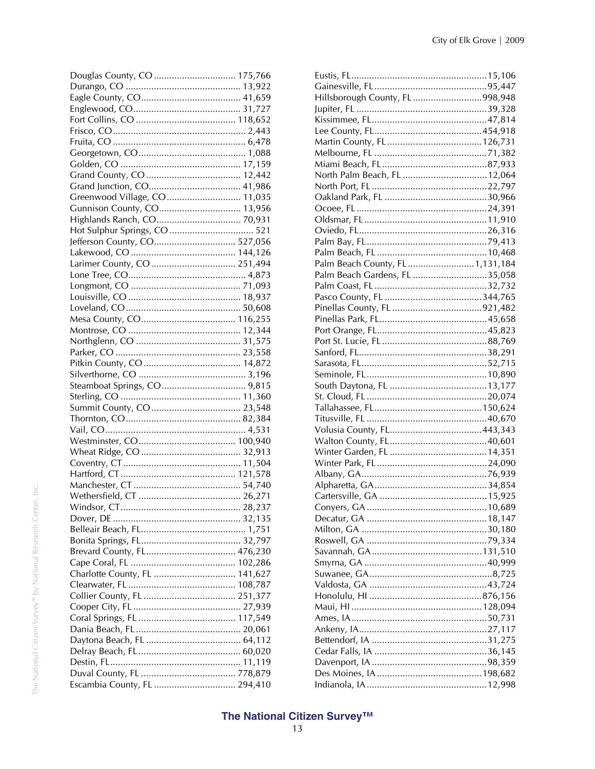Douglas County, CO ................................ 175,766
Durango, CO ............................................ 13,922
Eagle County, CO....................................... 41,659
Englewood, CO.......................................... 31,727
Fort Collins, CO ....................................... 118,652
Frisco, CO.................................................... 2,443
Fruita, CO .................................................... 6,478
Georgetown, CO.......................................... 1,088
Golden, CO ............................................... 17,159
Grand County, CO ..................................... 12,442
Grand Junction, CO.................................... 41,986
Greenwood Village, CO............................. 11,035
Gunnison County, CO................................ 13,956
Highlands Ranch, CO................................. 70,931
Hot Sulphur Springs, CO ................................. 521
Jefferson County, CO................................ 527,056
Lakewood, CO ......................................... 144,126
Larimer County, CO ................................. 251,494
Lone Tree, CO.............................................. 4,873
Longmont, CO ........................................... 71,093
Louisville, CO ............................................ 18,937
Loveland, CO............................................. 50,608
Mesa County, CO..................................... 116,255
Montrose, CO ............................................ 12,344
Northglenn, CO ......................................... 31,575
Parker, CO ................................................. 23,558
Pitkin County, CO ...................................... 14,872
Silverthorne, CO .......................................... 3,196
Steamboat Springs, CO................................. 9,815
Sterling, CO ............................................... 11,360
Summit County, CO ................................... 23,548
Thornton, CO............................................. 82,384
Vail, CO....................................................... 4,531
Westminster, CO...................................... 100,940
Wheat Ridge, CO ....................................... 32,913
Coventry, CT.............................................. 11,504
Hartford, CT ............................................. 121,578
Manchester, CT .......................................... 54,740
Wethersfield, CT ........................................ 26,271
Windsor, CT............................................... 28,237
Dover, DE .................................................. 32,135
Belleair Beach, FL......................................... 1,751
Bonita Springs, FL....................................... 32,797
Brevard County, FL................................... 476,230
Cape Coral, FL ......................................... 102,286
Charlotte County, FL ................................ 141,627
Clearwater, FL .......................................... 108,787
Collier County, FL .................................... 251,377
Cooper City, FL .......................................... 27,939
Coral Springs, FL ...................................... 117,549
Dania Beach, FL ......................................... 20,061
Daytona Beach, FL ..................................... 64,112
Delray Beach, FL ........................................ 60,020
Destin, FL................................................... 11,119
Duval County, FL ..................................... 778,879
Escambia County, FL ................................ 294,410
Eustis, FL.....................................................15,106
Gainesville, FL............................................95,447
Hillsborough County, FL ...........................998,948
Jupiter, FL ...................................................39,328
Kissimmee, FL.............................................47,814
Lee County, FL..........................................454,918
Martin County, FL .....................................126,731
Melbourne, FL ............................................71,382
Miami Beach, FL.........................................87,933
North Palm Beach, FL .................................12,064
North Port, FL .............................................22,797
Oakland Park, FL ........................................30,966
Ocoee, FL ...................................................24,391
Oldsmar, FL ................................................11,910
Oviedo, FL..................................................26,316
Palm Bay, FL...............................................79,413
Palm Beach, FL ...........................................10,468
Palm Beach County, FL ..........................1,131,184
Palm Beach Gardens, FL .............................35,058
Palm Coast, FL ............................................32,732
Pasco County, FL ......................................344,765
Pinellas County, FL ...................................921,482
Pinellas Park, FL..........................................45,658
Port Orange, FL...........................................45,823
Port St. Lucie, FL .........................................88,769
Sanford, FL..................................................38,291
Sarasota, FL.................................................52,715
Seminole, FL ...............................................10,890
South Daytona, FL ......................................13,177
St. Cloud, FL ...............................................20,074
Tallahassee, FL..........................................150,624
Titusville, FL ...............................................40,670
Volusia County, FL....................................443,343
Walton County, FL......................................40,601
Winter Garden, FL ......................................14,351
Winter Park, FL ...........................................24,090
Albany, GA.................................................76,939
Alpharetta, GA............................................34,854
Cartersville, GA ..........................................15,925
Conyers, GA ...............................................10,689
Decatur, GA ...............................................18,147
Milton, GA .................................................30,180
Roswell, GA ...............................................79,334
Savannah, GA ...........................................131,510
Smyrna, GA ................................................40,999
Suwanee, GA................................................8,725
Valdosta, GA ..............................................43,724
Honolulu, HI ............................................876,156
Maui, HI ...................................................128,094
Ames, IA.....................................................50,731
Ankeny, IA..................................................27,117
Bettendorf, IA .............................................31,275
Cedar Falls, IA ............................................36,145
Davenport, IA .............................................98,359
Des Moines, IA .........................................198,682
Indianola, IA ...............................................12,998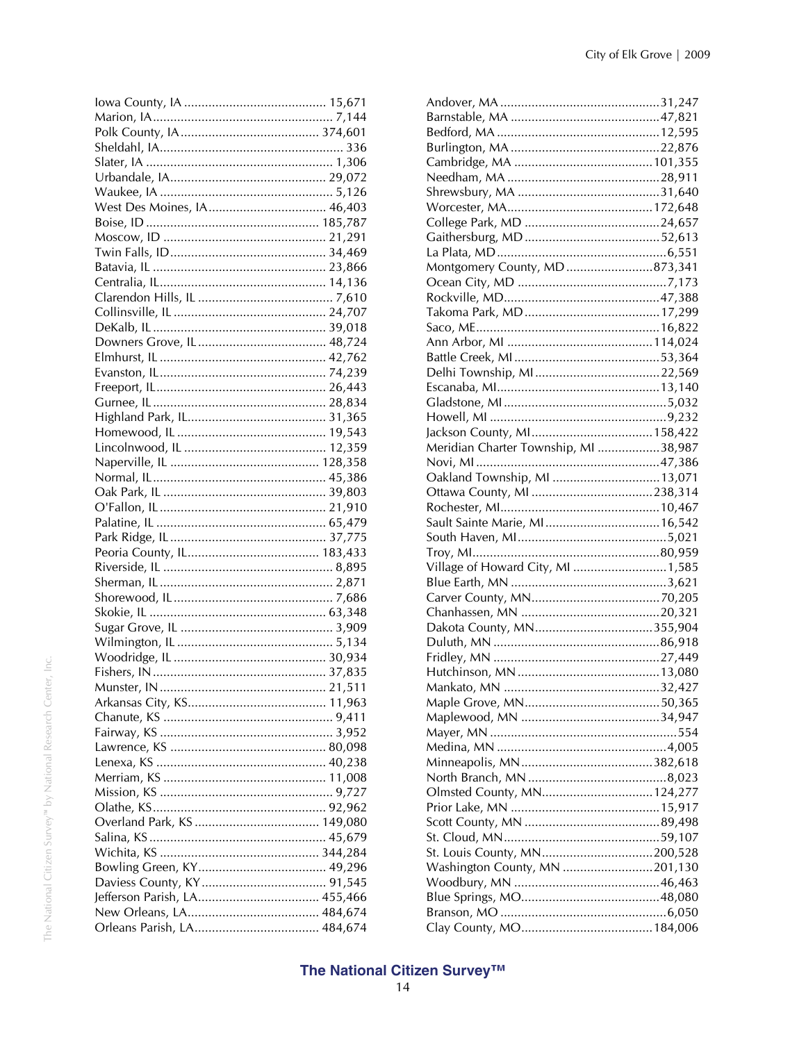Iowa County, IA ........................................ 15,671
Marion, IA................................................... 7,144
Polk County, IA ........................................ 374,601
Sheldahl, IA..................................................... 336
Slater, IA ...................................................... 1,306
Urbandale, IA............................................. 29,072
Waukee, IA .................................................. 5,126
West Des Moines, IA.................................. 46,403
Boise, ID .................................................. 185,787
Moscow, ID ............................................... 21,291
Twin Falls, ID............................................. 34,469
Batavia, IL .................................................. 23,866
Centralia, IL................................................ 14,136
Clarendon Hills, IL ....................................... 7,610
Collinsville, IL ............................................ 24,707
DeKalb, IL .................................................. 39,018
Downers Grove, IL..................................... 48,724
Elmhurst, IL ................................................ 42,762
Evanston, IL................................................ 74,239
Freeport, IL................................................. 26,443
Gurnee, IL .................................................. 28,834
Highland Park, IL........................................ 31,365
Homewood, IL ........................................... 19,543
Lincolnwood, IL ......................................... 12,359
Naperville, IL ........................................... 128,358
Normal, IL.................................................. 45,386
Oak Park, IL ............................................... 39,803
O'Fallon, IL................................................ 21,910
Palatine, IL ................................................. 65,479
Park Ridge, IL ............................................. 37,775
Peoria County, IL...................................... 183,433
Riverside, IL ................................................. 8,895
Sherman, IL .................................................. 2,871
Shorewood, IL .............................................. 7,686
Skokie, IL ................................................... 63,348
Sugar Grove, IL ............................................ 3,909
Wilmington, IL ............................................. 5,134
Woodridge, IL ............................................ 30,934
Fishers, IN .................................................. 37,835
Munster, IN ................................................ 21,511
Arkansas City, KS........................................ 11,963
Chanute, KS ................................................. 9,411
Fairway, KS .................................................. 3,952
Lawrence, KS ............................................. 80,098
Lenexa, KS ................................................. 40,238
Merriam, KS ............................................... 11,008
Mission, KS .................................................. 9,727
Olathe, KS.................................................. 92,962
Overland Park, KS .................................... 149,080
Salina, KS ................................................... 45,679
Wichita, KS .............................................. 344,284
Bowling Green, KY..................................... 49,296
Daviess County, KY.................................... 91,545
Jefferson Parish, LA................................... 455,466
New Orleans, LA....................................... 484,674
Orleans Parish, LA.................................... 484,674
Andover, MA ..............................................31,247
Barnstable, MA ...........................................47,821
Bedford, MA ...............................................12,595
Burlington, MA ...........................................22,876
Cambridge, MA ........................................101,355
Needham, MA ............................................28,911
Shrewsbury, MA .........................................31,640
Worcester, MA..........................................172,648
College Park, MD .......................................24,657
Gaithersburg, MD .......................................52,613
La Plata, MD .................................................6,551
Montgomery County, MD .........................873,341
Ocean City, MD ...........................................7,173
Rockville, MD.............................................47,388
Takoma Park, MD .......................................17,299
Saco, ME.....................................................16,822
Ann Arbor, MI ..........................................114,024
Battle Creek, MI ..........................................53,364
Delhi Township, MI ....................................22,569
Escanaba, MI...............................................13,140
Gladstone, MI ...............................................5,032
Howell, MI ...................................................9,232
Jackson County, MI...................................158,422
Meridian Charter Township, MI ..................38,987
Novi, MI .....................................................47,386
Oakland Township, MI ...............................13,071
Ottawa County, MI ...................................238,314
Rochester, MI..............................................10,467
Sault Sainte Marie, MI .................................16,542
South Haven, MI...........................................5,021
Troy, MI......................................................80,959
Village of Howard City, MI ...........................1,585
Blue Earth, MN .............................................3,621
Carver County, MN.....................................70,205
Chanhassen, MN ........................................20,321
Dakota County, MN..................................355,904
Duluth, MN ................................................86,918
Fridley, MN ................................................27,449
Hutchinson, MN .........................................13,080
Mankato, MN .............................................32,427
Maple Grove, MN.......................................50,365
Maplewood, MN ........................................34,947
Mayer, MN ......................................................554
Medina, MN .................................................4,005
Minneapolis, MN ......................................382,618
North Branch, MN ........................................8,023
Olmsted County, MN................................124,277
Prior Lake, MN ...........................................15,917
Scott County, MN .......................................89,498
St. Cloud, MN.............................................59,107
St. Louis County, MN................................200,528
Washington County, MN ..........................201,130
Woodbury, MN ..........................................46,463
Blue Springs, MO........................................48,080
Branson, MO ................................................6,050
Clay County, MO......................................184,006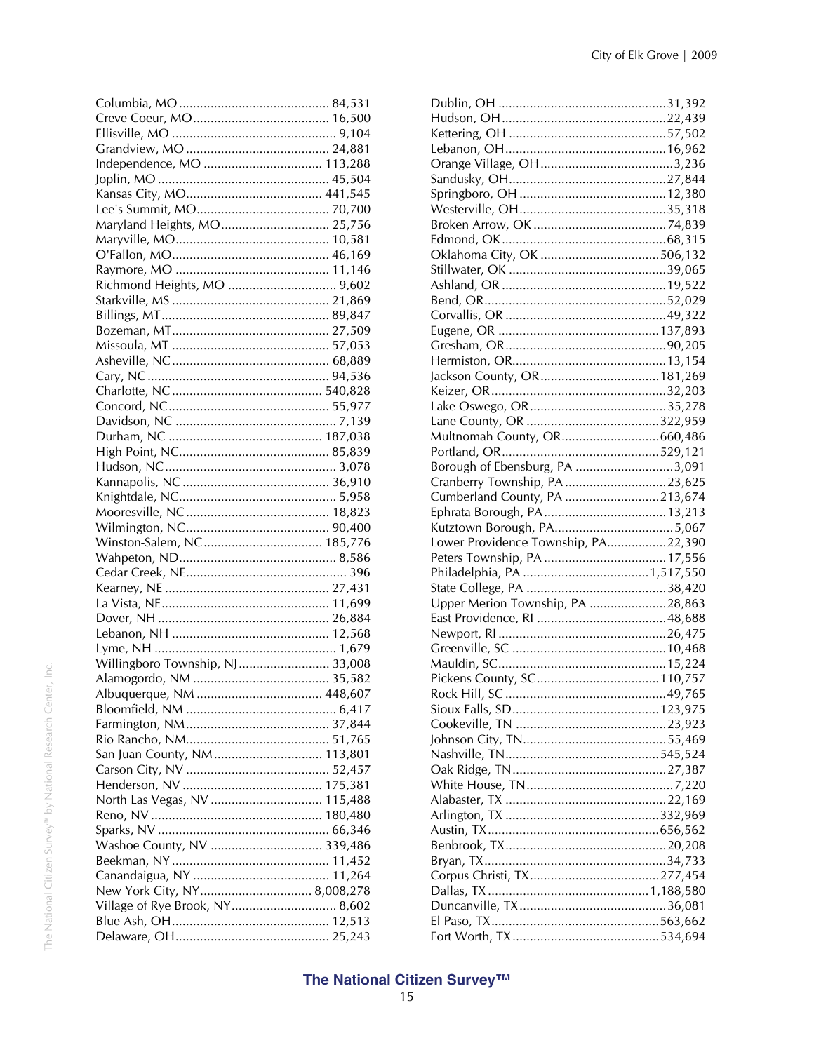| Jurisdiction | Population |
|---|---|
| Columbia, MO | 84,531 |
| Creve Coeur, MO | 16,500 |
| Ellisville, MO | 9,104 |
| Grandview, MO | 24,881 |
| Independence, MO | 113,288 |
| Joplin, MO | 45,504 |
| Kansas City, MO | 441,545 |
| Lee's Summit, MO | 70,700 |
| Maryland Heights, MO | 25,756 |
| Maryville, MO | 10,581 |
| O'Fallon, MO | 46,169 |
| Raymore, MO | 11,146 |
| Richmond Heights, MO | 9,602 |
| Starkville, MS | 21,869 |
| Billings, MT | 89,847 |
| Bozeman, MT | 27,509 |
| Missoula, MT | 57,053 |
| Asheville, NC | 68,889 |
| Cary, NC | 94,536 |
| Charlotte, NC | 540,828 |
| Concord, NC | 55,977 |
| Davidson, NC | 7,139 |
| Durham, NC | 187,038 |
| High Point, NC | 85,839 |
| Hudson, NC | 3,078 |
| Kannapolis, NC | 36,910 |
| Knightdale, NC | 5,958 |
| Mooresville, NC | 18,823 |
| Wilmington, NC | 90,400 |
| Winston-Salem, NC | 185,776 |
| Wahpeton, ND | 8,586 |
| Cedar Creek, NE | 396 |
| Kearney, NE | 27,431 |
| La Vista, NE | 11,699 |
| Dover, NH | 26,884 |
| Lebanon, NH | 12,568 |
| Lyme, NH | 1,679 |
| Willingboro Township, NJ | 33,008 |
| Alamogordo, NM | 35,582 |
| Albuquerque, NM | 448,607 |
| Bloomfield, NM | 6,417 |
| Farmington, NM | 37,844 |
| Rio Rancho, NM | 51,765 |
| San Juan County, NM | 113,801 |
| Carson City, NV | 52,457 |
| Henderson, NV | 175,381 |
| North Las Vegas, NV | 115,488 |
| Reno, NV | 180,480 |
| Sparks, NV | 66,346 |
| Washoe County, NV | 339,486 |
| Beekman, NY | 11,452 |
| Canandaigua, NY | 11,264 |
| New York City, NY | 8,008,278 |
| Village of Rye Brook, NY | 8,602 |
| Blue Ash, OH | 12,513 |
| Delaware, OH | 25,243 |
| Dublin, OH | 31,392 |
| Hudson, OH | 22,439 |
| Kettering, OH | 57,502 |
| Lebanon, OH | 16,962 |
| Orange Village, OH | 3,236 |
| Sandusky, OH | 27,844 |
| Springboro, OH | 12,380 |
| Westerville, OH | 35,318 |
| Broken Arrow, OK | 74,839 |
| Edmond, OK | 68,315 |
| Oklahoma City, OK | 506,132 |
| Stillwater, OK | 39,065 |
| Ashland, OR | 19,522 |
| Bend, OR | 52,029 |
| Corvallis, OR | 49,322 |
| Eugene, OR | 137,893 |
| Gresham, OR | 90,205 |
| Hermiston, OR | 13,154 |
| Jackson County, OR | 181,269 |
| Keizer, OR | 32,203 |
| Lake Oswego, OR | 35,278 |
| Lane County, OR | 322,959 |
| Multnomah County, OR | 660,486 |
| Portland, OR | 529,121 |
| Borough of Ebensburg, PA | 3,091 |
| Cranberry Township, PA | 23,625 |
| Cumberland County, PA | 213,674 |
| Ephrata Borough, PA | 13,213 |
| Kutztown Borough, PA | 5,067 |
| Lower Providence Township, PA | 22,390 |
| Peters Township, PA | 17,556 |
| Philadelphia, PA | 1,517,550 |
| State College, PA | 38,420 |
| Upper Merion Township, PA | 28,863 |
| East Providence, RI | 48,688 |
| Newport, RI | 26,475 |
| Greenville, SC | 10,468 |
| Mauldin, SC | 15,224 |
| Pickens County, SC | 110,757 |
| Rock Hill, SC | 49,765 |
| Sioux Falls, SD | 123,975 |
| Cookeville, TN | 23,923 |
| Johnson City, TN | 55,469 |
| Nashville, TN | 545,524 |
| Oak Ridge, TN | 27,387 |
| White House, TN | 7,220 |
| Alabaster, TX | 22,169 |
| Arlington, TX | 332,969 |
| Austin, TX | 656,562 |
| Benbrook, TX | 20,208 |
| Bryan, TX | 34,733 |
| Corpus Christi, TX | 277,454 |
| Dallas, TX | 1,188,580 |
| Duncanville, TX | 36,081 |
| El Paso, TX | 563,662 |
| Fort Worth, TX | 534,694 |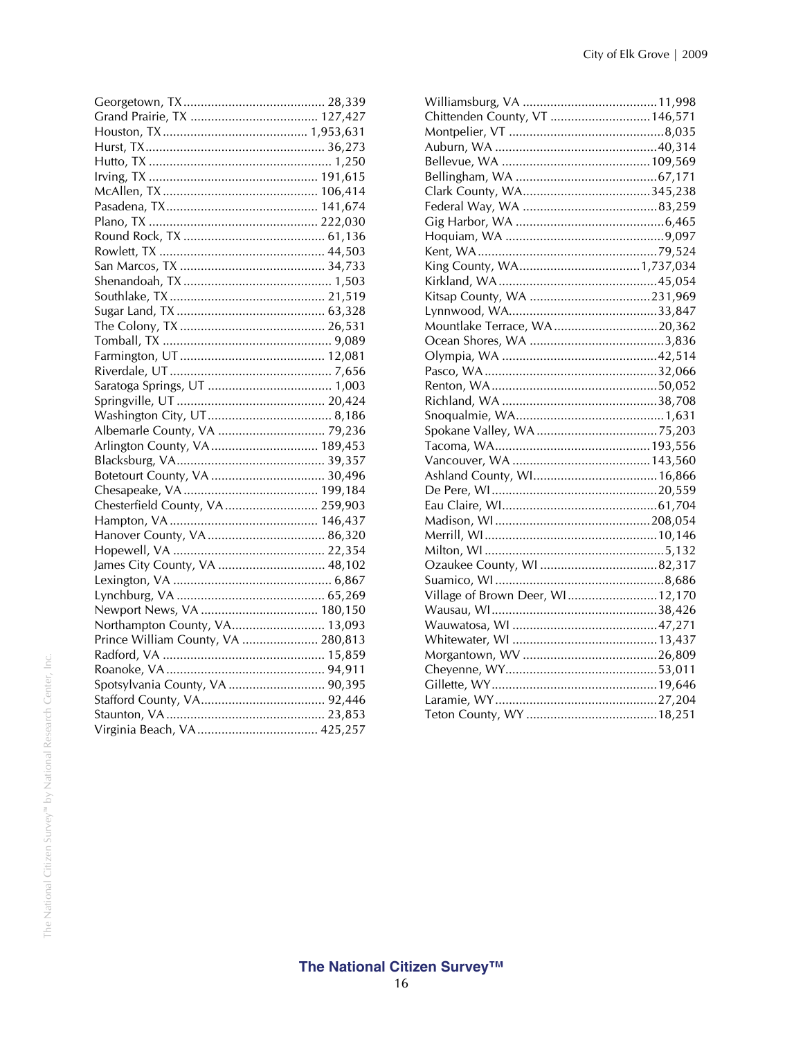| | |
|---|---|
| Georgetown, TX | 28,339 |
| Grand Prairie, TX | 127,427 |
| Houston, TX | 1,953,631 |
| Hurst, TX | 36,273 |
| Hutto, TX | 1,250 |
| Irving, TX | 191,615 |
| McAllen, TX | 106,414 |
| Pasadena, TX | 141,674 |
| Plano, TX | 222,030 |
| Round Rock, TX | 61,136 |
| Rowlett, TX | 44,503 |
| San Marcos, TX | 34,733 |
| Shenandoah, TX | 1,503 |
| Southlake, TX | 21,519 |
| Sugar Land, TX | 63,328 |
| The Colony, TX | 26,531 |
| Tomball, TX | 9,089 |
| Farmington, UT | 12,081 |
| Riverdale, UT | 7,656 |
| Saratoga Springs, UT | 1,003 |
| Springville, UT | 20,424 |
| Washington City, UT | 8,186 |
| Albemarle County, VA | 79,236 |
| Arlington County, VA | 189,453 |
| Blacksburg, VA | 39,357 |
| Botetourt County, VA | 30,496 |
| Chesapeake, VA | 199,184 |
| Chesterfield County, VA | 259,903 |
| Hampton, VA | 146,437 |
| Hanover County, VA | 86,320 |
| Hopewell, VA | 22,354 |
| James City County, VA | 48,102 |
| Lexington, VA | 6,867 |
| Lynchburg, VA | 65,269 |
| Newport News, VA | 180,150 |
| Northampton County, VA | 13,093 |
| Prince William County, VA | 280,813 |
| Radford, VA | 15,859 |
| Roanoke, VA | 94,911 |
| Spotsylvania County, VA | 90,395 |
| Stafford County, VA | 92,446 |
| Staunton, VA | 23,853 |
| Virginia Beach, VA | 425,257 |
| Williamsburg, VA | 11,998 |
| Chittenden County, VT | 146,571 |
| Montpelier, VT | 8,035 |
| Auburn, WA | 40,314 |
| Bellevue, WA | 109,569 |
| Bellingham, WA | 67,171 |
| Clark County, WA | 345,238 |
| Federal Way, WA | 83,259 |
| Gig Harbor, WA | 6,465 |
| Hoquiam, WA | 9,097 |
| Kent, WA | 79,524 |
| King County, WA | 1,737,034 |
| Kirkland, WA | 45,054 |
| Kitsap County, WA | 231,969 |
| Lynnwood, WA | 33,847 |
| Mountlake Terrace, WA | 20,362 |
| Ocean Shores, WA | 3,836 |
| Olympia, WA | 42,514 |
| Pasco, WA | 32,066 |
| Renton, WA | 50,052 |
| Richland, WA | 38,708 |
| Snoqualmie, WA | 1,631 |
| Spokane Valley, WA | 75,203 |
| Tacoma, WA | 193,556 |
| Vancouver, WA | 143,560 |
| Ashland County, WI | 16,866 |
| De Pere, WI | 20,559 |
| Eau Claire, WI | 61,704 |
| Madison, WI | 208,054 |
| Merrill, WI | 10,146 |
| Milton, WI | 5,132 |
| Ozaukee County, WI | 82,317 |
| Suamico, WI | 8,686 |
| Village of Brown Deer, WI | 12,170 |
| Wausau, WI | 38,426 |
| Wauwatosa, WI | 47,271 |
| Whitewater, WI | 13,437 |
| Morgantown, WV | 26,809 |
| Cheyenne, WY | 53,011 |
| Gillette, WY | 19,646 |
| Laramie, WY | 27,204 |
| Teton County, WY | 18,251 |